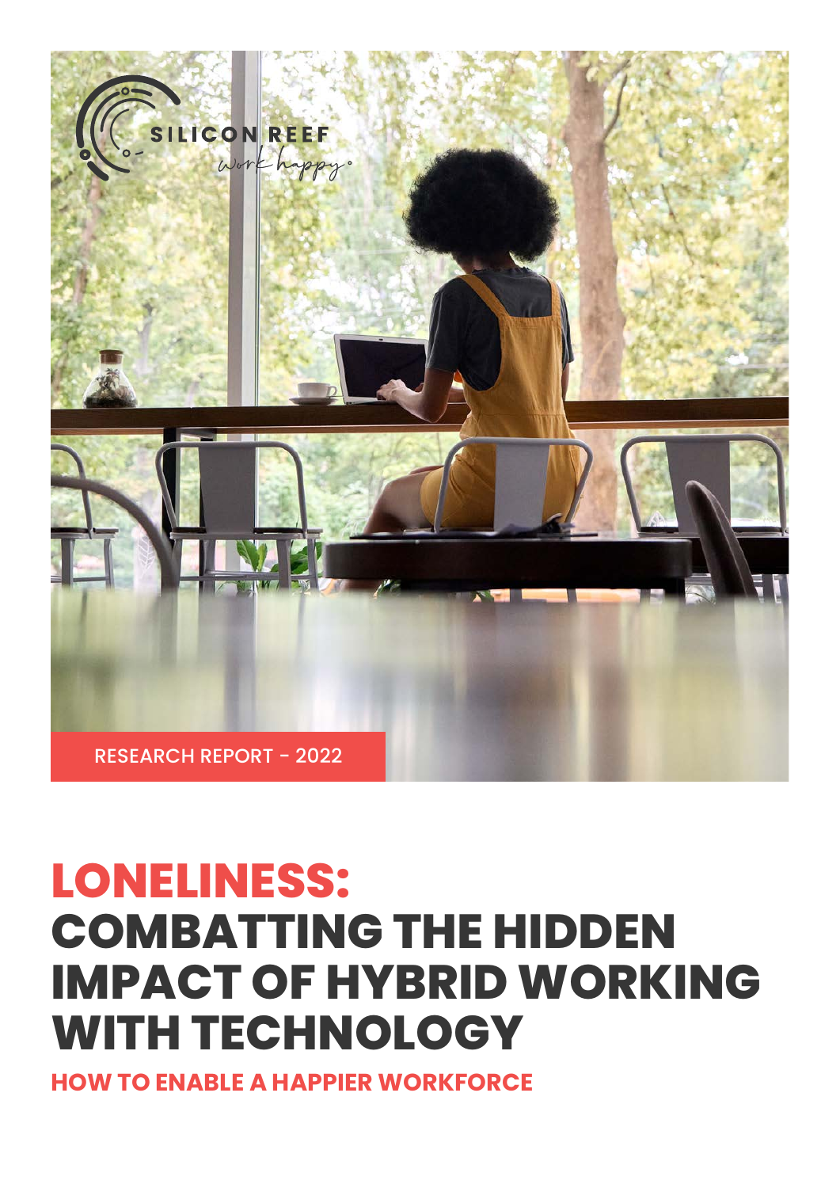SILICON REEF

*work happy*

RESEARCH REPORT - 2022

# LONELINESS: COMBATTING THE HIDDEN IMPACT OF HYBRID WORKING WITH TECHNOLOGY

## HOW TO ENABLE A HAPPIER WORKFORCE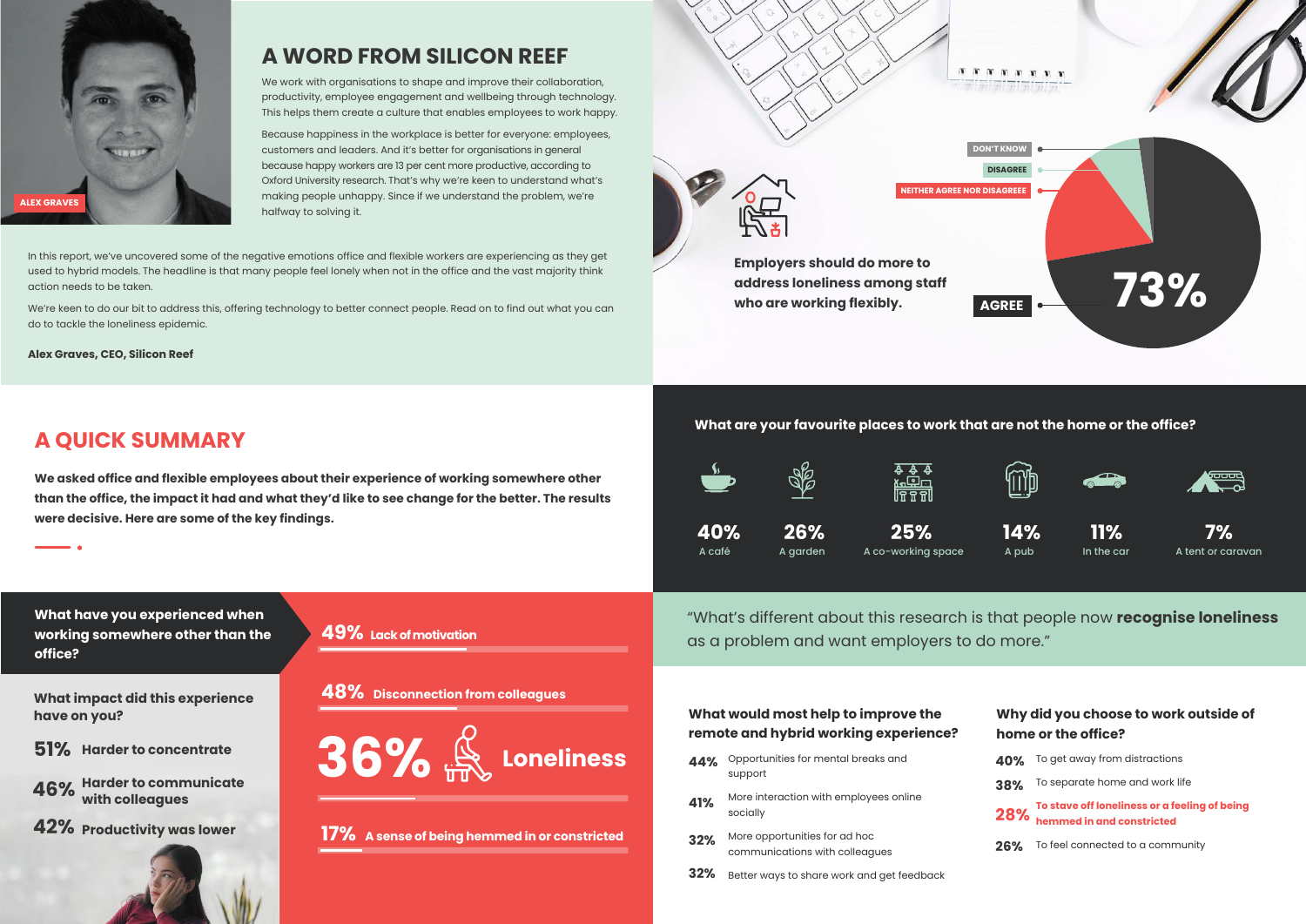## A WORD FROM SILICON REEF

We work with organisations to shape and improve their collaboration, productivity, employee engagement and wellbeing through technology. This helps them create a culture that enables employees to work happy.

Because happiness in the workplace is better for everyone: employees, customers and leaders. And it's better for organisations in general because happy workers are 13 per cent more productive, according to Oxford University research. That's why we're keen to understand what's making people unhappy. Since if we understand the problem, we're halfway to solving it.

ALEX GRAVES

In this report, we've uncovered some of the negative emotions office and flexible workers are experiencing as they get used to hybrid models. The headline is that many people feel lonely when not in the office and the vast majority think action needs to be taken.

We're keen to do our bit to address this, offering technology to better connect people. Read on to find out what you can do to tackle the loneliness epidemic.

**Alex Graves, CEO, Silicon Reef**

**Employers should do more to address loneliness among staff who are working flexibly.**

- AGREE: 73%
- NEITHER AGREE NOR DISAGREEE
- DISAGREE
- DON'T KNOW

## A QUICK SUMMARY

**We asked office and flexible employees about their experience of working somewhere other than the office, the impact it had and what they'd like to see change for the better. The results were decisive. Here are some of the key findings.**

### What are your favourite places to work that are not the home or the office?

- **40%** A café
- **26%** A garden
- **25%** A co-working space
- **14%** A pub
- **11%** In the car
- **7%** A tent or caravan

### What have you experienced when working somewhere other than the office?

- **49%** Lack of motivation
- **48%** Disconnection from colleagues
- **36%** Loneliness
- **17%** A sense of being hemmed in or constricted

### What impact did this experience have on you?

- **51%** Harder to concentrate
- **46%** Harder to communicate with colleagues
- **42%** Productivity was lower

"What's different about this research is that people now **recognise loneliness** as a problem and want employers to do more."

### What would most help to improve the remote and hybrid working experience?

- **44%** Opportunities for mental breaks and support
- **41%** More interaction with employees online socially
- **32%** More opportunities for ad hoc communications with colleagues
- **32%** Better ways to share work and get feedback

### Why did you choose to work outside of home or the office?

- **40%** To get away from distractions
- **38%** To separate home and work life
- **28%** To stave off loneliness or a feeling of being hemmed in and constricted
- **26%** To feel connected to a community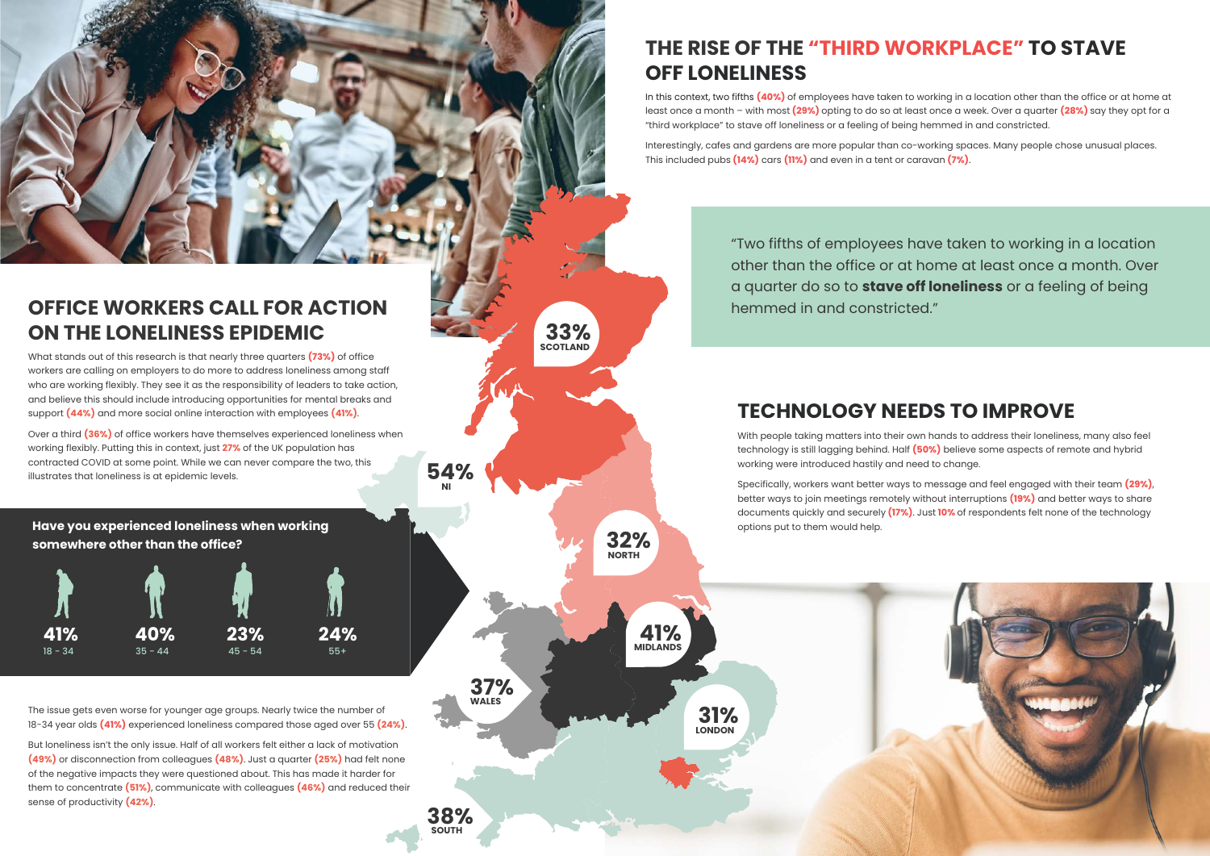## OFFICE WORKERS CALL FOR ACTION ON THE LONELINESS EPIDEMIC

What stands out of this research is that nearly three quarters **(73%)** of office workers are calling on employers to do more to address loneliness among staff who are working flexibly. They see it as the responsibility of leaders to take action, and believe this should include introducing opportunities for mental breaks and support **(44%)** and more social online interaction with employees **(41%)**.

Over a third **(36%)** of office workers have themselves experienced loneliness when working flexibly. Putting this in context, just **27%** of the UK population has contracted COVID at some point. While we can never compare the two, this illustrates that loneliness is at epidemic levels.

**Have you experienced loneliness when working somewhere other than the office?**

| 18 - 34 | 35 - 44 | 45 - 54 | 55+ |
|---|---|---|---|
| 41% | 40% | 23% | 24% |

| Region | % |
|---|---|
| Scotland | 33% |
| NI | 54% |
| North | 32% |
| Midlands | 41% |
| Wales | 37% |
| London | 31% |
| South | 38% |

The issue gets even worse for younger age groups. Nearly twice the number of 18-34 year olds **(41%)** experienced loneliness compared those aged over 55 **(24%)**.

But loneliness isn't the only issue. Half of all workers felt either a lack of motivation **(49%)** or disconnection from colleagues **(48%)**. Just a quarter **(25%)** had felt none of the negative impacts they were questioned about. This has made it harder for them to concentrate **(51%)**, communicate with colleagues **(46%)** and reduced their sense of productivity **(42%)**.

## THE RISE OF THE "THIRD WORKPLACE" TO STAVE OFF LONELINESS

In this context, two fifths **(40%)** of employees have taken to working in a location other than the office or at home at least once a month – with most **(29%)** opting to do so at least once a week. Over a quarter **(28%)** say they opt for a "third workplace" to stave off loneliness or a feeling of being hemmed in and constricted.

Interestingly, cafes and gardens are more popular than co-working spaces. Many people chose unusual places. This included pubs **(14%)** cars **(11%)** and even in a tent or caravan **(7%)**.

> "Two fifths of employees have taken to working in a location other than the office or at home at least once a month. Over a quarter do so to **stave off loneliness** or a feeling of being hemmed in and constricted."

## TECHNOLOGY NEEDS TO IMPROVE

With people taking matters into their own hands to address their loneliness, many also feel technology is still lagging behind. Half **(50%)** believe some aspects of remote and hybrid working were introduced hastily and need to change.

Specifically, workers want better ways to message and feel engaged with their team **(29%)**, better ways to join meetings remotely without interruptions **(19%)** and better ways to share documents quickly and securely **(17%)**. Just **10%** of respondents felt none of the technology options put to them would help.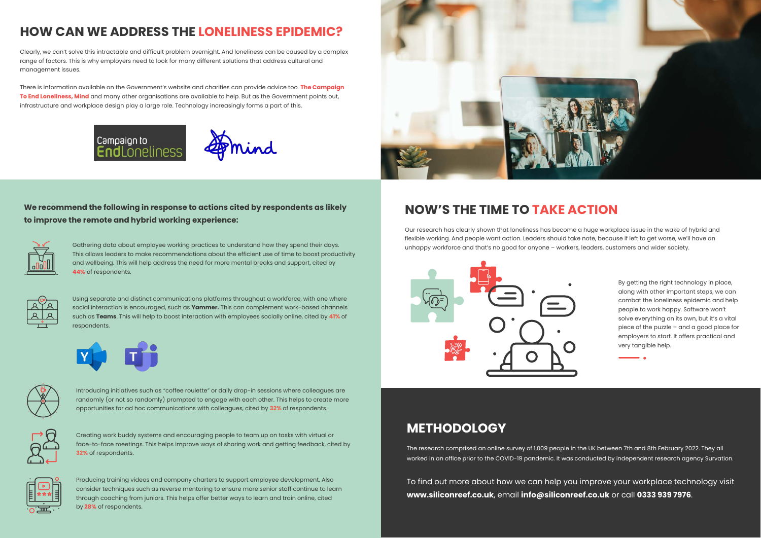## HOW CAN WE ADDRESS THE LONELINESS EPIDEMIC?

Clearly, we can't solve this intractable and difficult problem overnight. And loneliness can be caused by a complex range of factors. This is why employers need to look for many different solutions that address cultural and management issues.

There is information available on the Government's website and charities can provide advice too. **The Campaign To End Loneliness, Mind** and many other organisations are available to help. But as the Government points out, infrastructure and workplace design play a large role. Technology increasingly forms a part of this.

**We recommend the following in response to actions cited by respondents as likely to improve the remote and hybrid working experience:**

- Gathering data about employee working practices to understand how they spend their days. This allows leaders to make recommendations about the efficient use of time to boost productivity and wellbeing. This will help address the need for more mental breaks and support, cited by **44%** of respondents.

- Using separate and distinct communications platforms throughout a workforce, with one where social interaction is encouraged, such as **Yammer.** This can complement work-based channels such as **Teams**. This will help to boost interaction with employees socially online, cited by **41%** of respondents.

- Introducing initiatives such as "coffee roulette" or daily drop-in sessions where colleagues are randomly (or not so randomly) prompted to engage with each other. This helps to create more opportunities for ad hoc communications with colleagues, cited by **32%** of respondents.

- Creating work buddy systems and encouraging people to team up on tasks with virtual or face-to-face meetings. This helps improve ways of sharing work and getting feedback, cited by **32%** of respondents.

- Producing training videos and company charters to support employee development. Also consider techniques such as reverse mentoring to ensure more senior staff continue to learn through coaching from juniors. This helps offer better ways to learn and train online, cited by **28%** of respondents.

## NOW'S THE TIME TO TAKE ACTION

Our research has clearly shown that loneliness has become a huge workplace issue in the wake of hybrid and flexible working. And people want action. Leaders should take note, because if left to get worse, we'll have an unhappy workforce and that's no good for anyone – workers, leaders, customers and wider society.

By getting the right technology in place, along with other important steps, we can combat the loneliness epidemic and help people to work happy. Software won't solve everything on its own, but it's a vital piece of the puzzle – and a good place for employers to start. It offers practical and very tangible help.

## METHODOLOGY

The research comprised an online survey of 1,009 people in the UK between 7th and 8th February 2022. They all worked in an office prior to the COVID-19 pandemic. It was conducted by independent research agency Survation.

To find out more about how we can help you improve your workplace technology visit **www.siliconreef.co.uk**, email **info@siliconreef.co.uk** or call **0333 939 7976**.